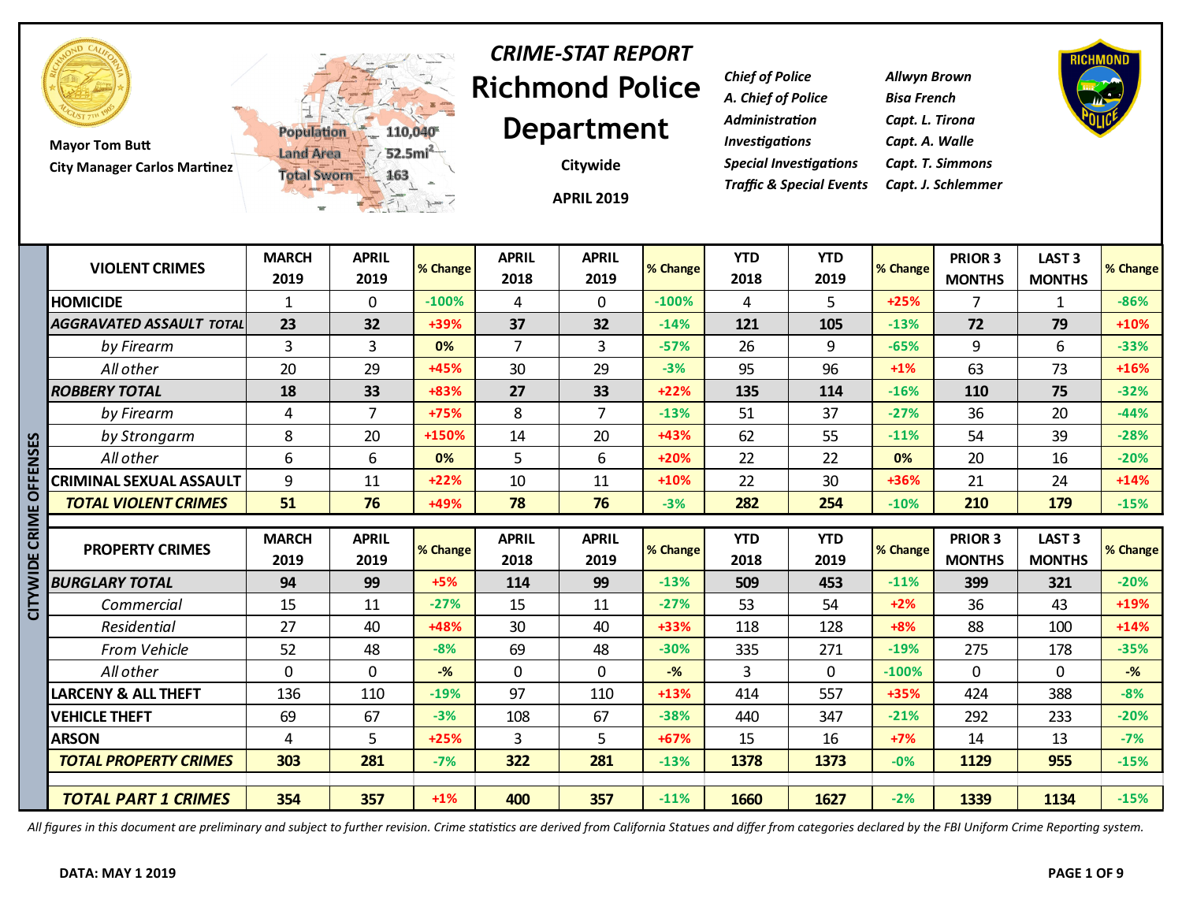# CRIME-STAT REPORT

# Richmond Police Department

**Citywide**

**APRIL 2019**

Mayor Tom Butt
City Manager Carlos Martinez

Population 110,040
Land Area 52.5mi$^2$
Total Sworn 163

| | |
|---|---|
| *Chief of Police* | *Allwyn Brown* |
| *A. Chief of Police* | *Bisa French* |
| *Administration* | *Capt. L. Tirona* |
| *Investigations* | *Capt. A. Walle* |
| *Special Investigations* | *Capt. T. Simmons* |
| *Traffic & Special Events* | *Capt. J. Schlemmer* |

## CITYWIDE CRIME OFFENSES

| VIOLENT CRIMES | MARCH 2019 | APRIL 2019 | % Change | APRIL 2018 | APRIL 2019 | % Change | YTD 2018 | YTD 2019 | % Change | PRIOR 3 MONTHS | LAST 3 MONTHS | % Change |
|---|---|---|---|---|---|---|---|---|---|---|---|---|
| HOMICIDE | 1 | 0 | -100% | 4 | 0 | -100% | 4 | 5 | +25% | 7 | 1 | -86% |
| ***AGGRAVATED ASSAULT TOTAL*** | **23** | **32** | +39% | **37** | **32** | -14% | **121** | **105** | -13% | **72** | **79** | +10% |
| *by Firearm* | 3 | 3 | 0% | 7 | 3 | -57% | 26 | 9 | -65% | 9 | 6 | -33% |
| *All other* | 20 | 29 | +45% | 30 | 29 | -3% | 95 | 96 | +1% | 63 | 73 | +16% |
| ***ROBBERY TOTAL*** | **18** | **33** | +83% | **27** | **33** | +22% | **135** | **114** | -16% | **110** | **75** | -32% |
| *by Firearm* | 4 | 7 | +75% | 8 | 7 | -13% | 51 | 37 | -27% | 36 | 20 | -44% |
| *by Strongarm* | 8 | 20 | +150% | 14 | 20 | +43% | 62 | 55 | -11% | 54 | 39 | -28% |
| *All other* | 6 | 6 | 0% | 5 | 6 | +20% | 22 | 22 | 0% | 20 | 16 | -20% |
| CRIMINAL SEXUAL ASSAULT | 9 | 11 | +22% | 10 | 11 | +10% | 22 | 30 | +36% | 21 | 24 | +14% |
| ***TOTAL VIOLENT CRIMES*** | **51** | **76** | +49% | **78** | **76** | -3% | **282** | **254** | -10% | **210** | **179** | -15% |

| PROPERTY CRIMES | MARCH 2019 | APRIL 2019 | % Change | APRIL 2018 | APRIL 2019 | % Change | YTD 2018 | YTD 2019 | % Change | PRIOR 3 MONTHS | LAST 3 MONTHS | % Change |
|---|---|---|---|---|---|---|---|---|---|---|---|---|
| ***BURGLARY TOTAL*** | **94** | **99** | +5% | **114** | **99** | -13% | **509** | **453** | -11% | **399** | **321** | -20% |
| *Commercial* | 15 | 11 | -27% | 15 | 11 | -27% | 53 | 54 | +2% | 36 | 43 | +19% |
| *Residential* | 27 | 40 | +48% | 30 | 40 | +33% | 118 | 128 | +8% | 88 | 100 | +14% |
| *From Vehicle* | 52 | 48 | -8% | 69 | 48 | -30% | 335 | 271 | -19% | 275 | 178 | -35% |
| *All other* | 0 | 0 | -% | 0 | 0 | -% | 3 | 0 | -100% | 0 | 0 | -% |
| LARCENY & ALL THEFT | 136 | 110 | -19% | 97 | 110 | +13% | 414 | 557 | +35% | 424 | 388 | -8% |
| VEHICLE THEFT | 69 | 67 | -3% | 108 | 67 | -38% | 440 | 347 | -21% | 292 | 233 | -20% |
| ARSON | 4 | 5 | +25% | 3 | 5 | +67% | 15 | 16 | +7% | 14 | 13 | -7% |
| ***TOTAL PROPERTY CRIMES*** | **303** | **281** | -7% | **322** | **281** | -13% | **1378** | **1373** | -0% | **1129** | **955** | -15% |
| | | | | | | | | | | | | |
| ***TOTAL PART 1 CRIMES*** | **354** | **357** | +1% | **400** | **357** | -11% | **1660** | **1627** | -2% | **1339** | **1134** | -15% |

*All figures in this document are preliminary and subject to further revision. Crime statistics are derived from California Statues and differ from categories declared by the FBI Uniform Crime Reporting system.*

**DATA: MAY 1 2019**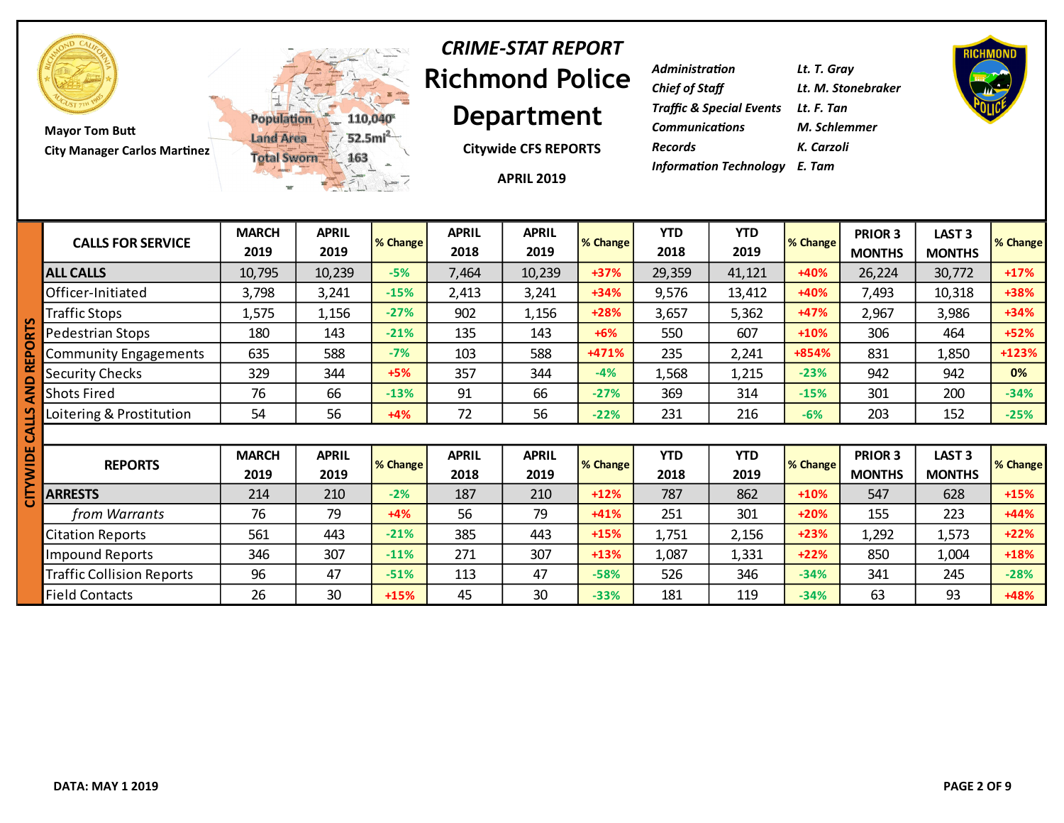Mayor Tom Butt
City Manager Carlos Martinez

Population 110,040
Land Area 52.5mi$^2$
Total Sworn 163

*CRIME-STAT REPORT*

# Richmond Police Department

**Citywide CFS REPORTS**

**APRIL 2019**

| | |
|---|---|
| *Administration* | *Lt. T. Gray* |
| *Chief of Staff* | *Lt. M. Stonebraker* |
| *Traffic & Special Events* | *Lt. F. Tan* |
| *Communications* | *M. Schlemmer* |
| *Records* | *K. Carzoli* |
| *Information Technology* | *E. Tam* |

## CITYWIDE CALLS AND REPORTS

| CALLS FOR SERVICE | MARCH 2019 | APRIL 2019 | % Change | APRIL 2018 | APRIL 2019 | % Change | YTD 2018 | YTD 2019 | % Change | PRIOR 3 MONTHS | LAST 3 MONTHS | % Change |
|---|---|---|---|---|---|---|---|---|---|---|---|---|
| **ALL CALLS** | 10,795 | 10,239 | -5% | 7,464 | 10,239 | +37% | 29,359 | 41,121 | +40% | 26,224 | 30,772 | +17% |
| Officer-Initiated | 3,798 | 3,241 | -15% | 2,413 | 3,241 | +34% | 9,576 | 13,412 | +40% | 7,493 | 10,318 | +38% |
| Traffic Stops | 1,575 | 1,156 | -27% | 902 | 1,156 | +28% | 3,657 | 5,362 | +47% | 2,967 | 3,986 | +34% |
| Pedestrian Stops | 180 | 143 | -21% | 135 | 143 | +6% | 550 | 607 | +10% | 306 | 464 | +52% |
| Community Engagements | 635 | 588 | -7% | 103 | 588 | +471% | 235 | 2,241 | +854% | 831 | 1,850 | +123% |
| Security Checks | 329 | 344 | +5% | 357 | 344 | -4% | 1,568 | 1,215 | -23% | 942 | 942 | 0% |
| Shots Fired | 76 | 66 | -13% | 91 | 66 | -27% | 369 | 314 | -15% | 301 | 200 | -34% |
| Loitering & Prostitution | 54 | 56 | +4% | 72 | 56 | -22% | 231 | 216 | -6% | 203 | 152 | -25% |

| REPORTS | MARCH 2019 | APRIL 2019 | % Change | APRIL 2018 | APRIL 2019 | % Change | YTD 2018 | YTD 2019 | % Change | PRIOR 3 MONTHS | LAST 3 MONTHS | % Change |
|---|---|---|---|---|---|---|---|---|---|---|---|---|
| **ARRESTS** | 214 | 210 | -2% | 187 | 210 | +12% | 787 | 862 | +10% | 547 | 628 | +15% |
| *from Warrants* | 76 | 79 | +4% | 56 | 79 | +41% | 251 | 301 | +20% | 155 | 223 | +44% |
| Citation Reports | 561 | 443 | -21% | 385 | 443 | +15% | 1,751 | 2,156 | +23% | 1,292 | 1,573 | +22% |
| Impound Reports | 346 | 307 | -11% | 271 | 307 | +13% | 1,087 | 1,331 | +22% | 850 | 1,004 | +18% |
| Traffic Collision Reports | 96 | 47 | -51% | 113 | 47 | -58% | 526 | 346 | -34% | 341 | 245 | -28% |
| Field Contacts | 26 | 30 | +15% | 45 | 30 | -33% | 181 | 119 | -34% | 63 | 93 | +48% |

**DATA: MAY 1 2019**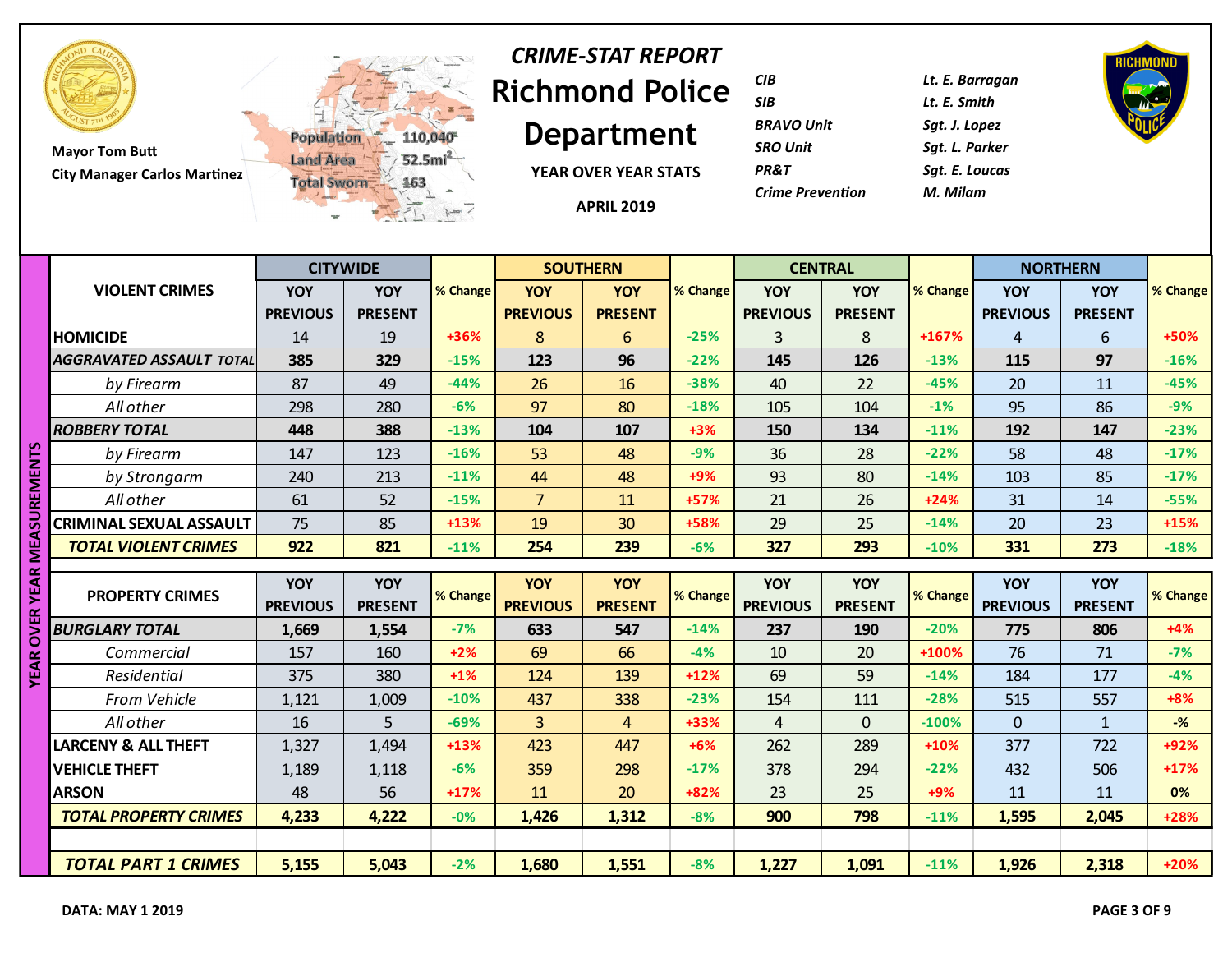Mayor Tom Butt
City Manager Carlos Martinez

Population 110,040
Land Area 52.5mi²
Total Sworn 163

# *CRIME-STAT REPORT*
# Richmond Police Department

YEAR OVER YEAR STATS

APRIL 2019

| | |
|---|---|
| *CIB* | *Lt. E. Barragan* |
| *SIB* | *Lt. E. Smith* |
| *BRAVO Unit* | *Sgt. J. Lopez* |
| *SRO Unit* | *Sgt. L. Parker* |
| *PR&T* | *Sgt. E. Loucas* |
| *Crime Prevention* | *M. Milam* |

**YEAR OVER YEAR MEASUREMENTS**

| VIOLENT CRIMES | CITYWIDE | | | SOUTHERN | | | CENTRAL | | | NORTHERN | | |
|---|---|---|---|---|---|---|---|---|---|---|---|---|
| | YOY PREVIOUS | YOY PRESENT | % Change | YOY PREVIOUS | YOY PRESENT | % Change | YOY PREVIOUS | YOY PRESENT | % Change | YOY PREVIOUS | YOY PRESENT | % Change |
| **HOMICIDE** | 14 | 19 | +36% | 8 | 6 | -25% | 3 | 8 | +167% | 4 | 6 | +50% |
| ***AGGRAVATED ASSAULT TOTAL*** | **385** | **329** | -15% | **123** | **96** | -22% | **145** | **126** | -13% | **115** | **97** | -16% |
| *by Firearm* | 87 | 49 | -44% | 26 | 16 | -38% | 40 | 22 | -45% | 20 | 11 | -45% |
| *All other* | 298 | 280 | -6% | 97 | 80 | -18% | 105 | 104 | -1% | 95 | 86 | -9% |
| ***ROBBERY TOTAL*** | **448** | **388** | -13% | **104** | **107** | +3% | **150** | **134** | -11% | **192** | **147** | -23% |
| *by Firearm* | 147 | 123 | -16% | 53 | 48 | -9% | 36 | 28 | -22% | 58 | 48 | -17% |
| *by Strongarm* | 240 | 213 | -11% | 44 | 48 | +9% | 93 | 80 | -14% | 103 | 85 | -17% |
| *All other* | 61 | 52 | -15% | 7 | 11 | +57% | 21 | 26 | +24% | 31 | 14 | -55% |
| **CRIMINAL SEXUAL ASSAULT** | 75 | 85 | +13% | 19 | 30 | +58% | 29 | 25 | -14% | 20 | 23 | +15% |
| ***TOTAL VIOLENT CRIMES*** | **922** | **821** | -11% | **254** | **239** | -6% | **327** | **293** | -10% | **331** | **273** | -18% |
| | | | | | | | | | | | | |
| **PROPERTY CRIMES** | YOY PREVIOUS | YOY PRESENT | % Change | YOY PREVIOUS | YOY PRESENT | % Change | YOY PREVIOUS | YOY PRESENT | % Change | YOY PREVIOUS | YOY PRESENT | % Change |
| ***BURGLARY TOTAL*** | **1,669** | **1,554** | -7% | **633** | **547** | -14% | **237** | **190** | -20% | **775** | **806** | +4% |
| *Commercial* | 157 | 160 | +2% | 69 | 66 | -4% | 10 | 20 | +100% | 76 | 71 | -7% |
| *Residential* | 375 | 380 | +1% | 124 | 139 | +12% | 69 | 59 | -14% | 184 | 177 | -4% |
| *From Vehicle* | 1,121 | 1,009 | -10% | 437 | 338 | -23% | 154 | 111 | -28% | 515 | 557 | +8% |
| *All other* | 16 | 5 | -69% | 3 | 4 | +33% | 4 | 0 | -100% | 0 | 1 | -% |
| **LARCENY & ALL THEFT** | 1,327 | 1,494 | +13% | 423 | 447 | +6% | 262 | 289 | +10% | 377 | 722 | +92% |
| **VEHICLE THEFT** | 1,189 | 1,118 | -6% | 359 | 298 | -17% | 378 | 294 | -22% | 432 | 506 | +17% |
| **ARSON** | 48 | 56 | +17% | 11 | 20 | +82% | 23 | 25 | +9% | 11 | 11 | 0% |
| ***TOTAL PROPERTY CRIMES*** | **4,233** | **4,222** | -0% | **1,426** | **1,312** | -8% | **900** | **798** | -11% | **1,595** | **2,045** | +28% |
| | | | | | | | | | | | | |
| ***TOTAL PART 1 CRIMES*** | **5,155** | **5,043** | -2% | **1,680** | **1,551** | -8% | **1,227** | **1,091** | -11% | **1,926** | **2,318** | +20% |

**DATA: MAY 1 2019**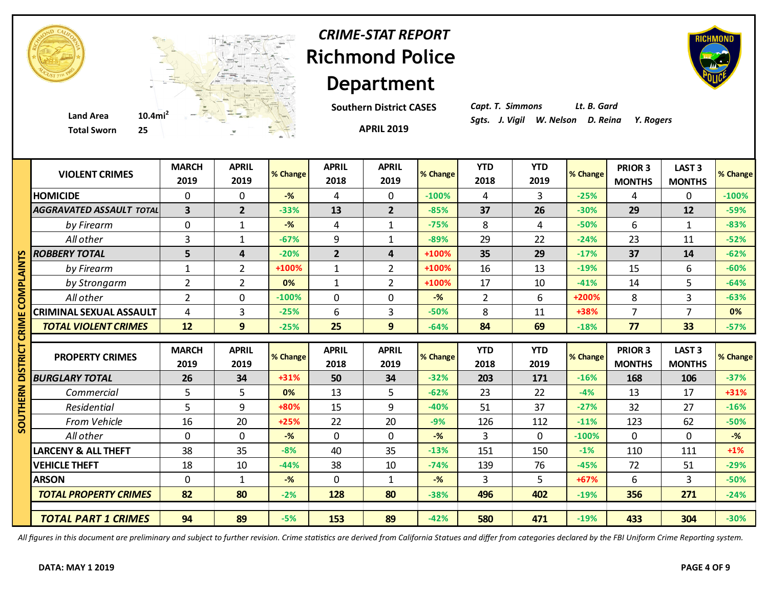# CRIME-STAT REPORT

# Richmond Police Department

**Southern District CASES**

**APRIL 2019**

**Land Area** 10.4mi$^2$
**Total Sworn** 25

*Capt. T. Simmons* *Lt. B. Gard*
*Sgts. J. Vigil W. Nelson D. Reina Y. Rogers*

## SOUTHERN DISTRICT CRIME COMPLAINTS

| VIOLENT CRIMES | MARCH 2019 | APRIL 2019 | % Change | APRIL 2018 | APRIL 2019 | % Change | YTD 2018 | YTD 2019 | % Change | PRIOR 3 MONTHS | LAST 3 MONTHS | % Change |
|---|---|---|---|---|---|---|---|---|---|---|---|---|
| HOMICIDE | 0 | 0 | -% | 4 | 0 | -100% | 4 | 3 | -25% | 4 | 0 | -100% |
| **AGGRAVATED ASSAULT TOTAL** | **3** | **2** | -33% | **13** | **2** | -85% | **37** | **26** | -30% | **29** | **12** | -59% |
| *by Firearm* | 0 | 1 | -% | 4 | 1 | -75% | 8 | 4 | -50% | 6 | 1 | -83% |
| *All other* | 3 | 1 | -67% | 9 | 1 | -89% | 29 | 22 | -24% | 23 | 11 | -52% |
| **ROBBERY TOTAL** | **5** | **4** | -20% | **2** | **4** | +100% | **35** | **29** | -17% | **37** | **14** | -62% |
| *by Firearm* | 1 | 2 | +100% | 1 | 2 | +100% | 16 | 13 | -19% | 15 | 6 | -60% |
| *by Strongarm* | 2 | 2 | 0% | 1 | 2 | +100% | 17 | 10 | -41% | 14 | 5 | -64% |
| *All other* | 2 | 0 | -100% | 0 | 0 | -% | 2 | 6 | +200% | 8 | 3 | -63% |
| CRIMINAL SEXUAL ASSAULT | 4 | 3 | -25% | 6 | 3 | -50% | 8 | 11 | +38% | 7 | 7 | 0% |
| ***TOTAL VIOLENT CRIMES*** | **12** | **9** | -25% | **25** | **9** | -64% | **84** | **69** | -18% | **77** | **33** | -57% |

| PROPERTY CRIMES | MARCH 2019 | APRIL 2019 | % Change | APRIL 2018 | APRIL 2019 | % Change | YTD 2018 | YTD 2019 | % Change | PRIOR 3 MONTHS | LAST 3 MONTHS | % Change |
|---|---|---|---|---|---|---|---|---|---|---|---|---|
| **BURGLARY TOTAL** | **26** | **34** | +31% | **50** | **34** | -32% | **203** | **171** | -16% | **168** | **106** | -37% |
| *Commercial* | 5 | 5 | 0% | 13 | 5 | -62% | 23 | 22 | -4% | 13 | 17 | +31% |
| *Residential* | 5 | 9 | +80% | 15 | 9 | -40% | 51 | 37 | -27% | 32 | 27 | -16% |
| *From Vehicle* | 16 | 20 | +25% | 22 | 20 | -9% | 126 | 112 | -11% | 123 | 62 | -50% |
| *All other* | 0 | 0 | -% | 0 | 0 | -% | 3 | 0 | -100% | 0 | 0 | -% |
| LARCENY & ALL THEFT | 38 | 35 | -8% | 40 | 35 | -13% | 151 | 150 | -1% | 110 | 111 | +1% |
| VEHICLE THEFT | 18 | 10 | -44% | 38 | 10 | -74% | 139 | 76 | -45% | 72 | 51 | -29% |
| ARSON | 0 | 1 | -% | 0 | 1 | -% | 3 | 5 | +67% | 6 | 3 | -50% |
| ***TOTAL PROPERTY CRIMES*** | **82** | **80** | -2% | **128** | **80** | -38% | **496** | **402** | -19% | **356** | **271** | -24% |
| ***TOTAL PART 1 CRIMES*** | **94** | **89** | -5% | **153** | **89** | -42% | **580** | **471** | -19% | **433** | **304** | -30% |

*All figures in this document are preliminary and subject to further revision. Crime statistics are derived from California Statues and differ from categories declared by the FBI Uniform Crime Reporting system.*

**DATA: MAY 1 2019**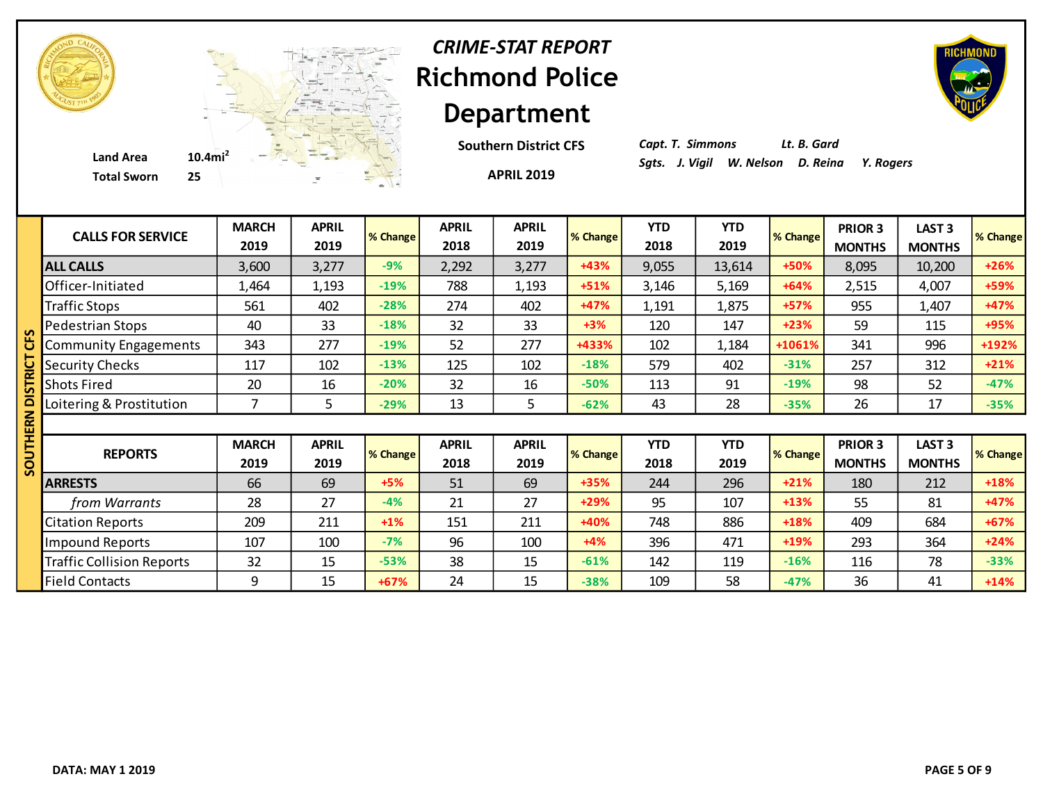# *CRIME-STAT REPORT*

# Richmond Police Department

**Southern District CFS**

**APRIL 2019**

**Land Area** 10.4mi$^2$
**Total Sworn** 25

*Capt. T. Simmons* *Lt. B. Gard*
*Sgts. J. Vigil W. Nelson D. Reina Y. Rogers*

**SOUTHERN DISTRICT CFS**

| CALLS FOR SERVICE | MARCH 2019 | APRIL 2019 | % Change | APRIL 2018 | APRIL 2019 | % Change | YTD 2018 | YTD 2019 | % Change | PRIOR 3 MONTHS | LAST 3 MONTHS | % Change |
|---|---|---|---|---|---|---|---|---|---|---|---|---|
| **ALL CALLS** | 3,600 | 3,277 | -9% | 2,292 | 3,277 | +43% | 9,055 | 13,614 | +50% | 8,095 | 10,200 | +26% |
| Officer-Initiated | 1,464 | 1,193 | -19% | 788 | 1,193 | +51% | 3,146 | 5,169 | +64% | 2,515 | 4,007 | +59% |
| Traffic Stops | 561 | 402 | -28% | 274 | 402 | +47% | 1,191 | 1,875 | +57% | 955 | 1,407 | +47% |
| Pedestrian Stops | 40 | 33 | -18% | 32 | 33 | +3% | 120 | 147 | +23% | 59 | 115 | +95% |
| Community Engagements | 343 | 277 | -19% | 52 | 277 | +433% | 102 | 1,184 | +1061% | 341 | 996 | +192% |
| Security Checks | 117 | 102 | -13% | 125 | 102 | -18% | 579 | 402 | -31% | 257 | 312 | +21% |
| Shots Fired | 20 | 16 | -20% | 32 | 16 | -50% | 113 | 91 | -19% | 98 | 52 | -47% |
| Loitering & Prostitution | 7 | 5 | -29% | 13 | 5 | -62% | 43 | 28 | -35% | 26 | 17 | -35% |

| REPORTS | MARCH 2019 | APRIL 2019 | % Change | APRIL 2018 | APRIL 2019 | % Change | YTD 2018 | YTD 2019 | % Change | PRIOR 3 MONTHS | LAST 3 MONTHS | % Change |
|---|---|---|---|---|---|---|---|---|---|---|---|---|
| **ARRESTS** | 66 | 69 | +5% | 51 | 69 | +35% | 244 | 296 | +21% | 180 | 212 | +18% |
| *from Warrants* | 28 | 27 | -4% | 21 | 27 | +29% | 95 | 107 | +13% | 55 | 81 | +47% |
| Citation Reports | 209 | 211 | +1% | 151 | 211 | +40% | 748 | 886 | +18% | 409 | 684 | +67% |
| Impound Reports | 107 | 100 | -7% | 96 | 100 | +4% | 396 | 471 | +19% | 293 | 364 | +24% |
| Traffic Collision Reports | 32 | 15 | -53% | 38 | 15 | -61% | 142 | 119 | -16% | 116 | 78 | -33% |
| Field Contacts | 9 | 15 | +67% | 24 | 15 | -38% | 109 | 58 | -47% | 36 | 41 | +14% |

**DATA: MAY 1 2019**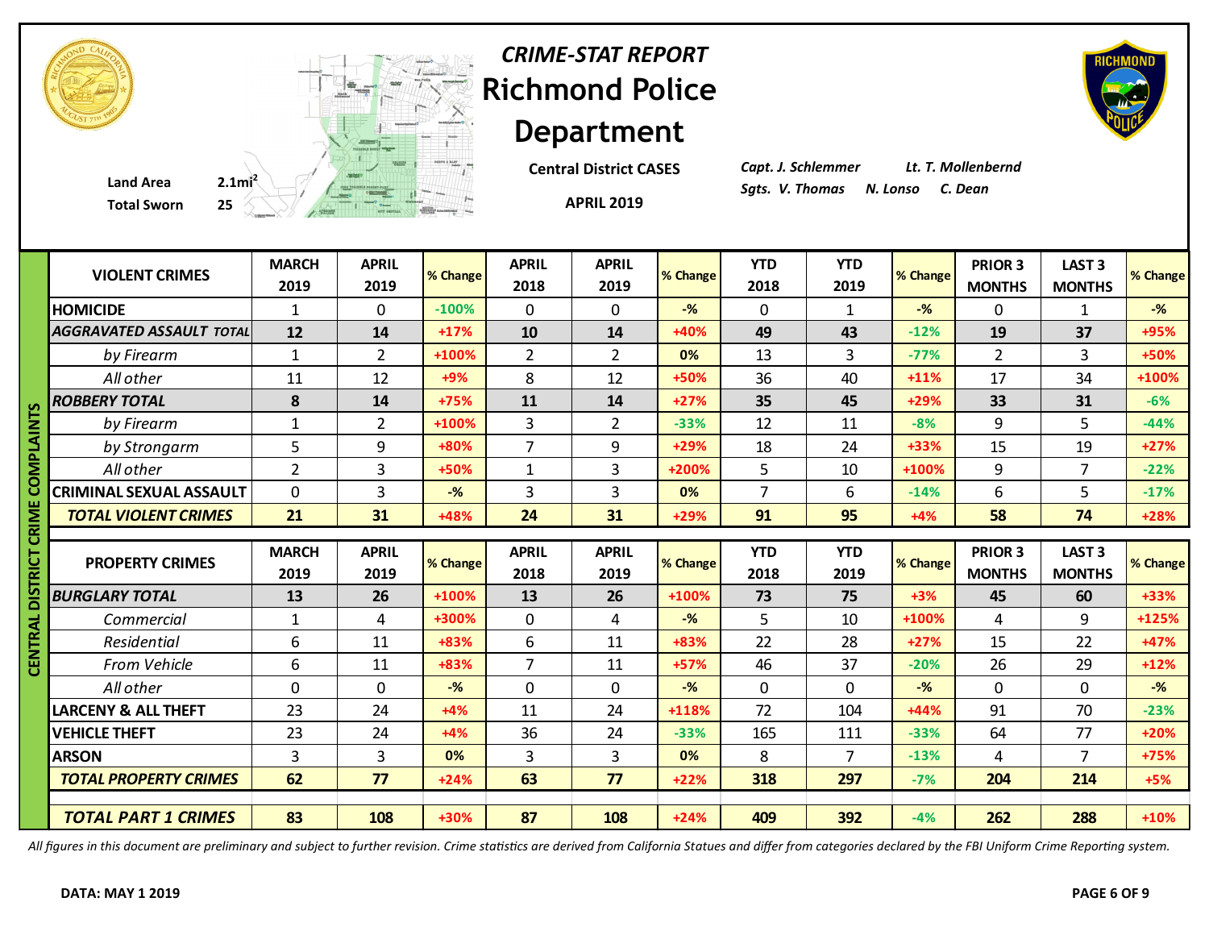# *CRIME-STAT REPORT*
# Richmond Police Department

**Central District CASES**

**APRIL 2019**

**Land Area** 2.1mi²
**Total Sworn** 25

*Capt. J. Schlemmer* *Lt. T. Mollenbernd*
*Sgts. V. Thomas* *N. Lonso* *C. Dean*

**CENTRAL DISTRICT CRIME COMPLAINTS**

| VIOLENT CRIMES | MARCH 2019 | APRIL 2019 | % Change | APRIL 2018 | APRIL 2019 | % Change | YTD 2018 | YTD 2019 | % Change | PRIOR 3 MONTHS | LAST 3 MONTHS | % Change |
|---|---|---|---|---|---|---|---|---|---|---|---|---|
| **HOMICIDE** | 1 | 0 | -100% | 0 | 0 | -% | 0 | 1 | -% | 0 | 1 | -% |
| ***AGGRAVATED ASSAULT TOTAL*** | **12** | **14** | +17% | **10** | **14** | +40% | **49** | **43** | -12% | **19** | **37** | +95% |
| *by Firearm* | 1 | 2 | +100% | 2 | 2 | 0% | 13 | 3 | -77% | 2 | 3 | +50% |
| *All other* | 11 | 12 | +9% | 8 | 12 | +50% | 36 | 40 | +11% | 17 | 34 | +100% |
| ***ROBBERY TOTAL*** | **8** | **14** | +75% | **11** | **14** | +27% | **35** | **45** | +29% | **33** | **31** | -6% |
| *by Firearm* | 1 | 2 | +100% | 3 | 2 | -33% | 12 | 11 | -8% | 9 | 5 | -44% |
| *by Strongarm* | 5 | 9 | +80% | 7 | 9 | +29% | 18 | 24 | +33% | 15 | 19 | +27% |
| *All other* | 2 | 3 | +50% | 1 | 3 | +200% | 5 | 10 | +100% | 9 | 7 | -22% |
| **CRIMINAL SEXUAL ASSAULT** | 0 | 3 | -% | 3 | 3 | 0% | 7 | 6 | -14% | 6 | 5 | -17% |
| ***TOTAL VIOLENT CRIMES*** | **21** | **31** | +48% | **24** | **31** | +29% | **91** | **95** | +4% | **58** | **74** | +28% |

| PROPERTY CRIMES | MARCH 2019 | APRIL 2019 | % Change | APRIL 2018 | APRIL 2019 | % Change | YTD 2018 | YTD 2019 | % Change | PRIOR 3 MONTHS | LAST 3 MONTHS | % Change |
|---|---|---|---|---|---|---|---|---|---|---|---|---|
| ***BURGLARY TOTAL*** | **13** | **26** | +100% | **13** | **26** | +100% | **73** | **75** | +3% | **45** | **60** | +33% |
| *Commercial* | 1 | 4 | +300% | 0 | 4 | -% | 5 | 10 | +100% | 4 | 9 | +125% |
| *Residential* | 6 | 11 | +83% | 6 | 11 | +83% | 22 | 28 | +27% | 15 | 22 | +47% |
| *From Vehicle* | 6 | 11 | +83% | 7 | 11 | +57% | 46 | 37 | -20% | 26 | 29 | +12% |
| *All other* | 0 | 0 | -% | 0 | 0 | -% | 0 | 0 | -% | 0 | 0 | -% |
| **LARCENY & ALL THEFT** | 23 | 24 | +4% | 11 | 24 | +118% | 72 | 104 | +44% | 91 | 70 | -23% |
| **VEHICLE THEFT** | 23 | 24 | +4% | 36 | 24 | -33% | 165 | 111 | -33% | 64 | 77 | +20% |
| **ARSON** | 3 | 3 | 0% | 3 | 3 | 0% | 8 | 7 | -13% | 4 | 7 | +75% |
| ***TOTAL PROPERTY CRIMES*** | **62** | **77** | +24% | **63** | **77** | +22% | **318** | **297** | -7% | **204** | **214** | +5% |
| ***TOTAL PART 1 CRIMES*** | **83** | **108** | +30% | **87** | **108** | +24% | **409** | **392** | -4% | **262** | **288** | +10% |

*All figures in this document are preliminary and subject to further revision. Crime statistics are derived from California Statues and differ from categories declared by the FBI Uniform Crime Reporting system.*

**DATA: MAY 1 2019**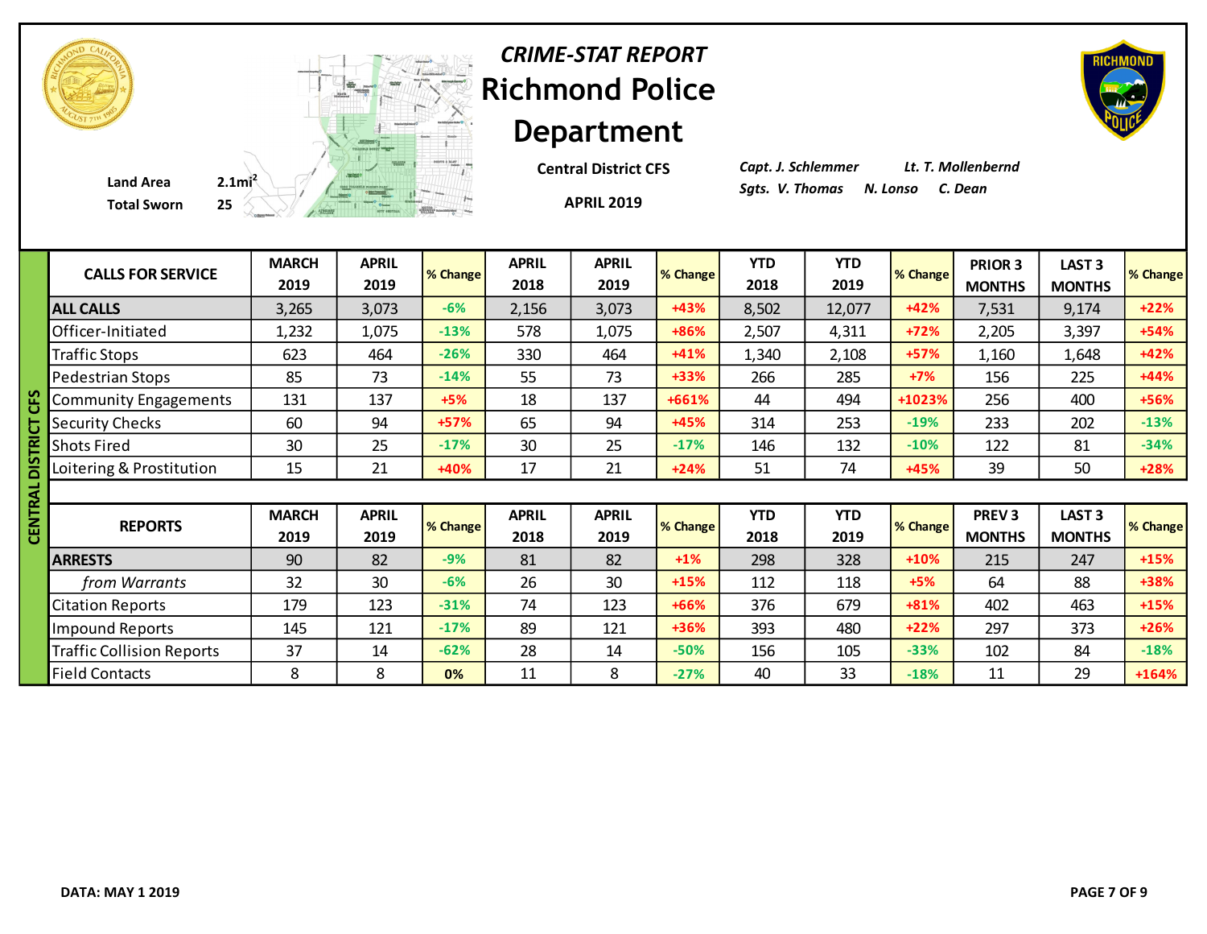# *CRIME-STAT REPORT*

# Richmond Police Department

**Central District CFS**

**APRIL 2019**

**Land Area** 2.1mi$^2$
**Total Sworn** 25

*Capt. J. Schlemmer* *Lt. T. Mollenbernd*
*Sgts. V. Thomas* *N. Lonso* *C. Dean*

**CENTRAL DISTRICT CFS**

| CALLS FOR SERVICE | MARCH 2019 | APRIL 2019 | % Change | APRIL 2018 | APRIL 2019 | % Change | YTD 2018 | YTD 2019 | % Change | PRIOR 3 MONTHS | LAST 3 MONTHS | % Change |
|---|---|---|---|---|---|---|---|---|---|---|---|---|
| **ALL CALLS** | 3,265 | 3,073 | -6% | 2,156 | 3,073 | +43% | 8,502 | 12,077 | +42% | 7,531 | 9,174 | +22% |
| Officer-Initiated | 1,232 | 1,075 | -13% | 578 | 1,075 | +86% | 2,507 | 4,311 | +72% | 2,205 | 3,397 | +54% |
| Traffic Stops | 623 | 464 | -26% | 330 | 464 | +41% | 1,340 | 2,108 | +57% | 1,160 | 1,648 | +42% |
| Pedestrian Stops | 85 | 73 | -14% | 55 | 73 | +33% | 266 | 285 | +7% | 156 | 225 | +44% |
| Community Engagements | 131 | 137 | +5% | 18 | 137 | +661% | 44 | 494 | +1023% | 256 | 400 | +56% |
| Security Checks | 60 | 94 | +57% | 65 | 94 | +45% | 314 | 253 | -19% | 233 | 202 | -13% |
| Shots Fired | 30 | 25 | -17% | 30 | 25 | -17% | 146 | 132 | -10% | 122 | 81 | -34% |
| Loitering & Prostitution | 15 | 21 | +40% | 17 | 21 | +24% | 51 | 74 | +45% | 39 | 50 | +28% |

| REPORTS | MARCH 2019 | APRIL 2019 | % Change | APRIL 2018 | APRIL 2019 | % Change | YTD 2018 | YTD 2019 | % Change | PREV 3 MONTHS | LAST 3 MONTHS | % Change |
|---|---|---|---|---|---|---|---|---|---|---|---|---|
| **ARRESTS** | 90 | 82 | -9% | 81 | 82 | +1% | 298 | 328 | +10% | 215 | 247 | +15% |
| *from Warrants* | 32 | 30 | -6% | 26 | 30 | +15% | 112 | 118 | +5% | 64 | 88 | +38% |
| Citation Reports | 179 | 123 | -31% | 74 | 123 | +66% | 376 | 679 | +81% | 402 | 463 | +15% |
| Impound Reports | 145 | 121 | -17% | 89 | 121 | +36% | 393 | 480 | +22% | 297 | 373 | +26% |
| Traffic Collision Reports | 37 | 14 | -62% | 28 | 14 | -50% | 156 | 105 | -33% | 102 | 84 | -18% |
| Field Contacts | 8 | 8 | 0% | 11 | 8 | -27% | 40 | 33 | -18% | 11 | 29 | +164% |

**DATA: MAY 1 2019**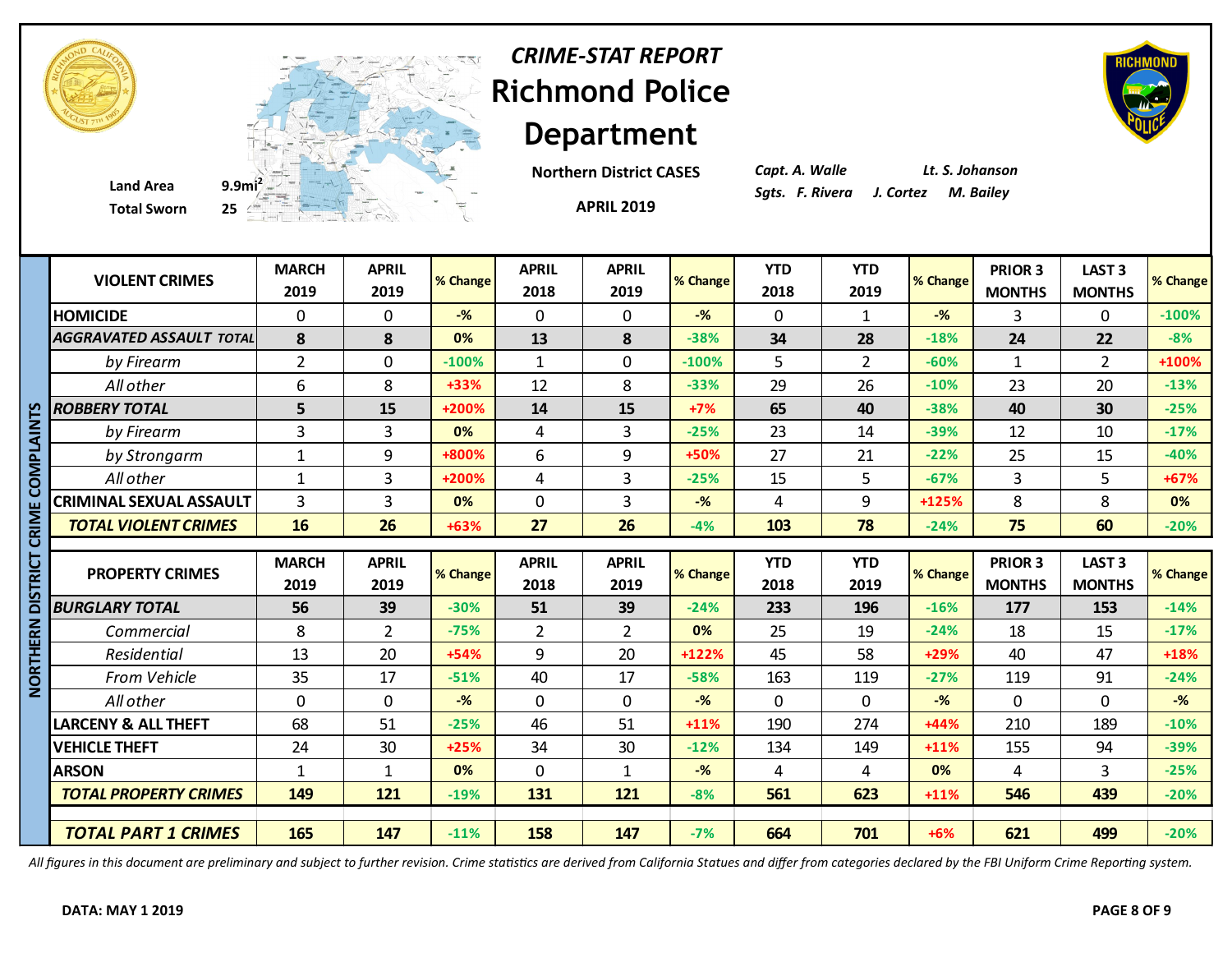# CRIME-STAT REPORT

# Richmond Police Department

**Land Area** 9.9mi²
**Total Sworn** 25

**Northern District CASES**

**APRIL 2019**

*Capt. A. Walle* *Lt. S. Johanson*
*Sgts. F. Rivera J. Cortez M. Bailey*

**NORTHERN DISTRICT CRIME COMPLAINTS**

| VIOLENT CRIMES | MARCH 2019 | APRIL 2019 | % Change | APRIL 2018 | APRIL 2019 | % Change | YTD 2018 | YTD 2019 | % Change | PRIOR 3 MONTHS | LAST 3 MONTHS | % Change |
|---|---|---|---|---|---|---|---|---|---|---|---|---|
| HOMICIDE | 0 | 0 | -% | 0 | 0 | -% | 0 | 1 | -% | 3 | 0 | -100% |
| ***AGGRAVATED ASSAULT TOTAL*** | **8** | **8** | 0% | **13** | **8** | -38% | **34** | **28** | -18% | **24** | **22** | -8% |
| *by Firearm* | 2 | 0 | -100% | 1 | 0 | -100% | 5 | 2 | -60% | 1 | 2 | +100% |
| *All other* | 6 | 8 | +33% | 12 | 8 | -33% | 29 | 26 | -10% | 23 | 20 | -13% |
| ***ROBBERY TOTAL*** | **5** | **15** | +200% | **14** | **15** | +7% | **65** | **40** | -38% | **40** | **30** | -25% |
| *by Firearm* | 3 | 3 | 0% | 4 | 3 | -25% | 23 | 14 | -39% | 12 | 10 | -17% |
| *by Strongarm* | 1 | 9 | +800% | 6 | 9 | +50% | 27 | 21 | -22% | 25 | 15 | -40% |
| *All other* | 1 | 3 | +200% | 4 | 3 | -25% | 15 | 5 | -67% | 3 | 5 | +67% |
| CRIMINAL SEXUAL ASSAULT | 3 | 3 | 0% | 0 | 3 | -% | 4 | 9 | +125% | 8 | 8 | 0% |
| ***TOTAL VIOLENT CRIMES*** | **16** | **26** | +63% | **27** | **26** | -4% | **103** | **78** | -24% | **75** | **60** | -20% |

| PROPERTY CRIMES | MARCH 2019 | APRIL 2019 | % Change | APRIL 2018 | APRIL 2019 | % Change | YTD 2018 | YTD 2019 | % Change | PRIOR 3 MONTHS | LAST 3 MONTHS | % Change |
|---|---|---|---|---|---|---|---|---|---|---|---|---|
| ***BURGLARY TOTAL*** | **56** | **39** | -30% | **51** | **39** | -24% | **233** | **196** | -16% | **177** | **153** | -14% |
| *Commercial* | 8 | 2 | -75% | 2 | 2 | 0% | 25 | 19 | -24% | 18 | 15 | -17% |
| *Residential* | 13 | 20 | +54% | 9 | 20 | +122% | 45 | 58 | +29% | 40 | 47 | +18% |
| *From Vehicle* | 35 | 17 | -51% | 40 | 17 | -58% | 163 | 119 | -27% | 119 | 91 | -24% |
| *All other* | 0 | 0 | -% | 0 | 0 | -% | 0 | 0 | -% | 0 | 0 | -% |
| LARCENY & ALL THEFT | 68 | 51 | -25% | 46 | 51 | +11% | 190 | 274 | +44% | 210 | 189 | -10% |
| VEHICLE THEFT | 24 | 30 | +25% | 34 | 30 | -12% | 134 | 149 | +11% | 155 | 94 | -39% |
| ARSON | 1 | 1 | 0% | 0 | 1 | -% | 4 | 4 | 0% | 4 | 3 | -25% |
| ***TOTAL PROPERTY CRIMES*** | **149** | **121** | -19% | **131** | **121** | -8% | **561** | **623** | +11% | **546** | **439** | -20% |
| ***TOTAL PART 1 CRIMES*** | **165** | **147** | -11% | **158** | **147** | -7% | **664** | **701** | +6% | **621** | **499** | -20% |

*All figures in this document are preliminary and subject to further revision. Crime statistics are derived from California Statues and differ from categories declared by the FBI Uniform Crime Reporting system.*

**DATA: MAY 1 2019**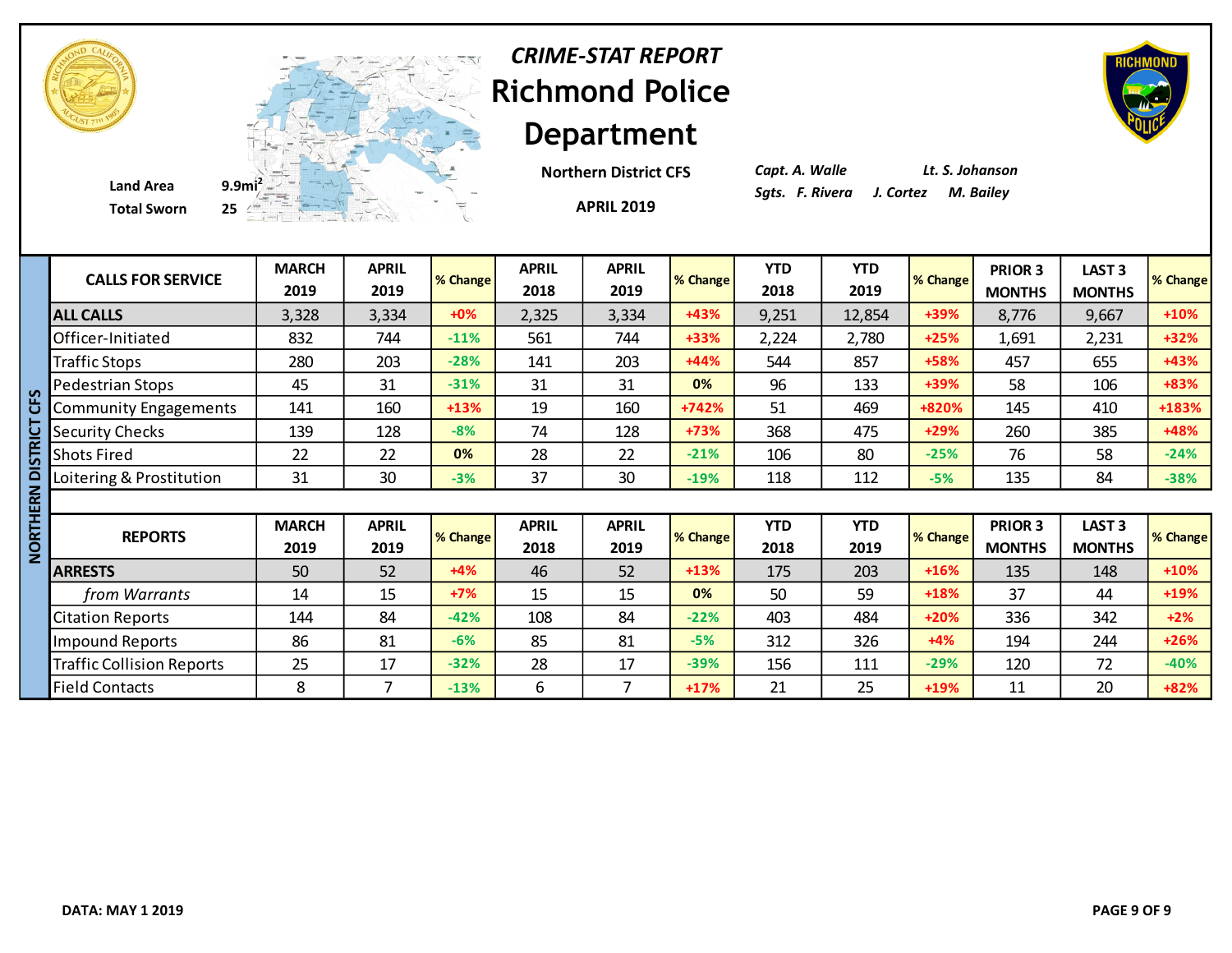# *CRIME-STAT REPORT*

# Richmond Police Department

**Northern District CFS**

**APRIL 2019**

**Land Area** 9.9mi$^2$

**Total Sworn** 25

*Capt. A. Walle* *Lt. S. Johanson*

*Sgts. F. Rivera J. Cortez M. Bailey*

## NORTHERN DISTRICT CFS

| CALLS FOR SERVICE | MARCH 2019 | APRIL 2019 | % Change | APRIL 2018 | APRIL 2019 | % Change | YTD 2018 | YTD 2019 | % Change | PRIOR 3 MONTHS | LAST 3 MONTHS | % Change |
|---|---|---|---|---|---|---|---|---|---|---|---|---|
| **ALL CALLS** | 3,328 | 3,334 | +0% | 2,325 | 3,334 | +43% | 9,251 | 12,854 | +39% | 8,776 | 9,667 | +10% |
| Officer-Initiated | 832 | 744 | -11% | 561 | 744 | +33% | 2,224 | 2,780 | +25% | 1,691 | 2,231 | +32% |
| Traffic Stops | 280 | 203 | -28% | 141 | 203 | +44% | 544 | 857 | +58% | 457 | 655 | +43% |
| Pedestrian Stops | 45 | 31 | -31% | 31 | 31 | 0% | 96 | 133 | +39% | 58 | 106 | +83% |
| Community Engagements | 141 | 160 | +13% | 19 | 160 | +742% | 51 | 469 | +820% | 145 | 410 | +183% |
| Security Checks | 139 | 128 | -8% | 74 | 128 | +73% | 368 | 475 | +29% | 260 | 385 | +48% |
| Shots Fired | 22 | 22 | 0% | 28 | 22 | -21% | 106 | 80 | -25% | 76 | 58 | -24% |
| Loitering & Prostitution | 31 | 30 | -3% | 37 | 30 | -19% | 118 | 112 | -5% | 135 | 84 | -38% |

| REPORTS | MARCH 2019 | APRIL 2019 | % Change | APRIL 2018 | APRIL 2019 | % Change | YTD 2018 | YTD 2019 | % Change | PRIOR 3 MONTHS | LAST 3 MONTHS | % Change |
|---|---|---|---|---|---|---|---|---|---|---|---|---|
| **ARRESTS** | 50 | 52 | +4% | 46 | 52 | +13% | 175 | 203 | +16% | 135 | 148 | +10% |
| *from Warrants* | 14 | 15 | +7% | 15 | 15 | 0% | 50 | 59 | +18% | 37 | 44 | +19% |
| Citation Reports | 144 | 84 | -42% | 108 | 84 | -22% | 403 | 484 | +20% | 336 | 342 | +2% |
| Impound Reports | 86 | 81 | -6% | 85 | 81 | -5% | 312 | 326 | +4% | 194 | 244 | +26% |
| Traffic Collision Reports | 25 | 17 | -32% | 28 | 17 | -39% | 156 | 111 | -29% | 120 | 72 | -40% |
| Field Contacts | 8 | 7 | -13% | 6 | 7 | +17% | 21 | 25 | +19% | 11 | 20 | +82% |

**DATA: MAY 1 2019**